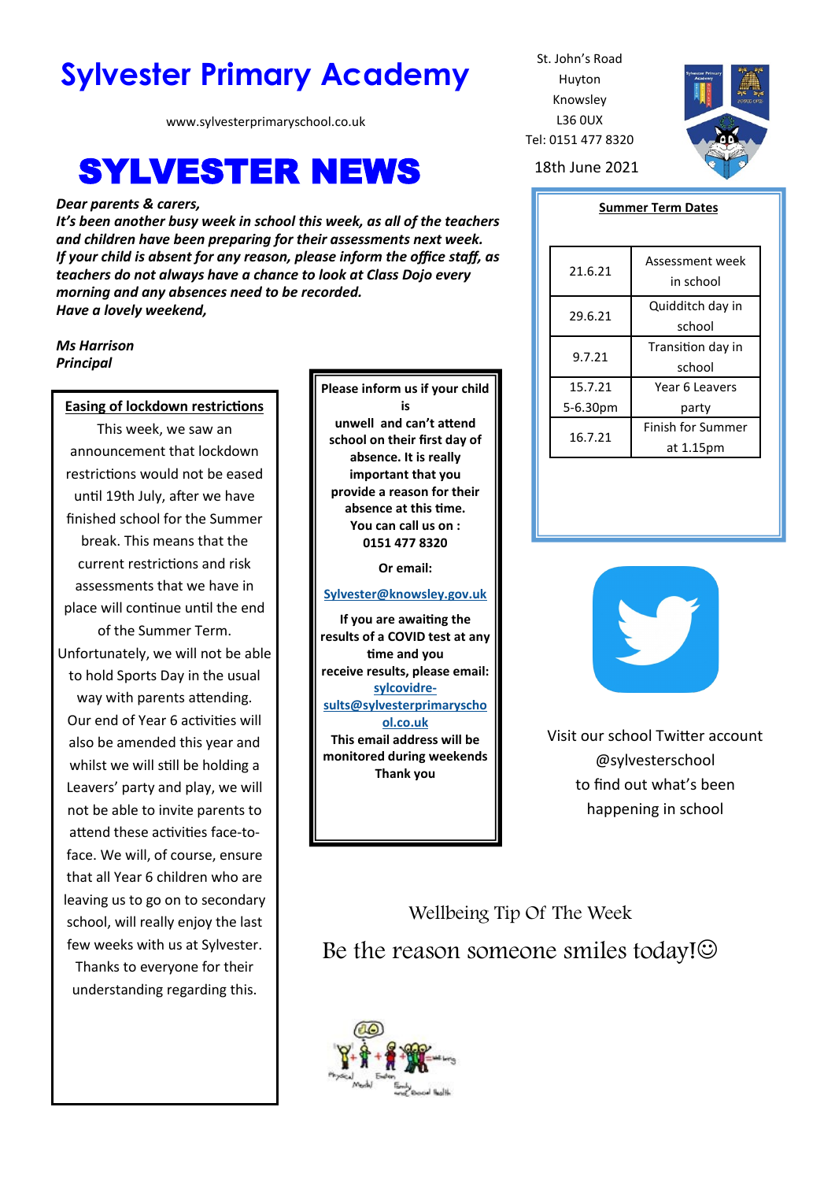# Sylvester Primary Academy

www.sylvesterprimaryschool.co.uk

St. John's Road
Huyton
Knowsley
L36 0UX
Tel: 0151 477 8320

# SYLVESTER NEWS

18th June 2021

***Dear parents & carers,***
***It's been another busy week in school this week, as all of the teachers and children have been preparing for their assessments next week.***
***If your child is absent for any reason, please inform the office staff, as teachers do not always have a chance to look at Class Dojo every morning and any absences need to be recorded.***
***Have a lovely weekend,***

***Ms Harrison***
***Principal***

## Summer Term Dates

| | |
|---|---|
| 21.6.21 | Assessment week in school |
| 29.6.21 | Quidditch day in school |
| 9.7.21 | Transition day in school |
| 15.7.21 5-6.30pm | Year 6 Leavers party |
| 16.7.21 | Finish for Summer at 1.15pm |

## Easing of lockdown restrictions

This week, we saw an announcement that lockdown restrictions would not be eased until 19th July, after we have finished school for the Summer break. This means that the current restrictions and risk assessments that we have in place will continue until the end of the Summer Term. Unfortunately, we will not be able to hold Sports Day in the usual way with parents attending. Our end of Year 6 activities will also be amended this year and whilst we will still be holding a Leavers' party and play, we will not be able to invite parents to attend these activities face-to-face. We will, of course, ensure that all Year 6 children who are leaving us to go on to secondary school, will really enjoy the last few weeks with us at Sylvester. Thanks to everyone for their understanding regarding this.

**Please inform us if your child is unwell and can't attend school on their first day of absence. It is really important that you provide a reason for their absence at this time.**
**You can call us on : 0151 477 8320**

**Or email:**

**Sylvester@knowsley.gov.uk**

**If you are awaiting the results of a COVID test at any time and you receive results, please email:**
**sylcovidresults@sylvesterprimaryschool.co.uk**
**This email address will be monitored during weekends**
**Thank you**

Visit our school Twitter account @sylvesterschool to find out what's been happening in school

## Wellbeing Tip Of The Week

Be the reason someone smiles today!☺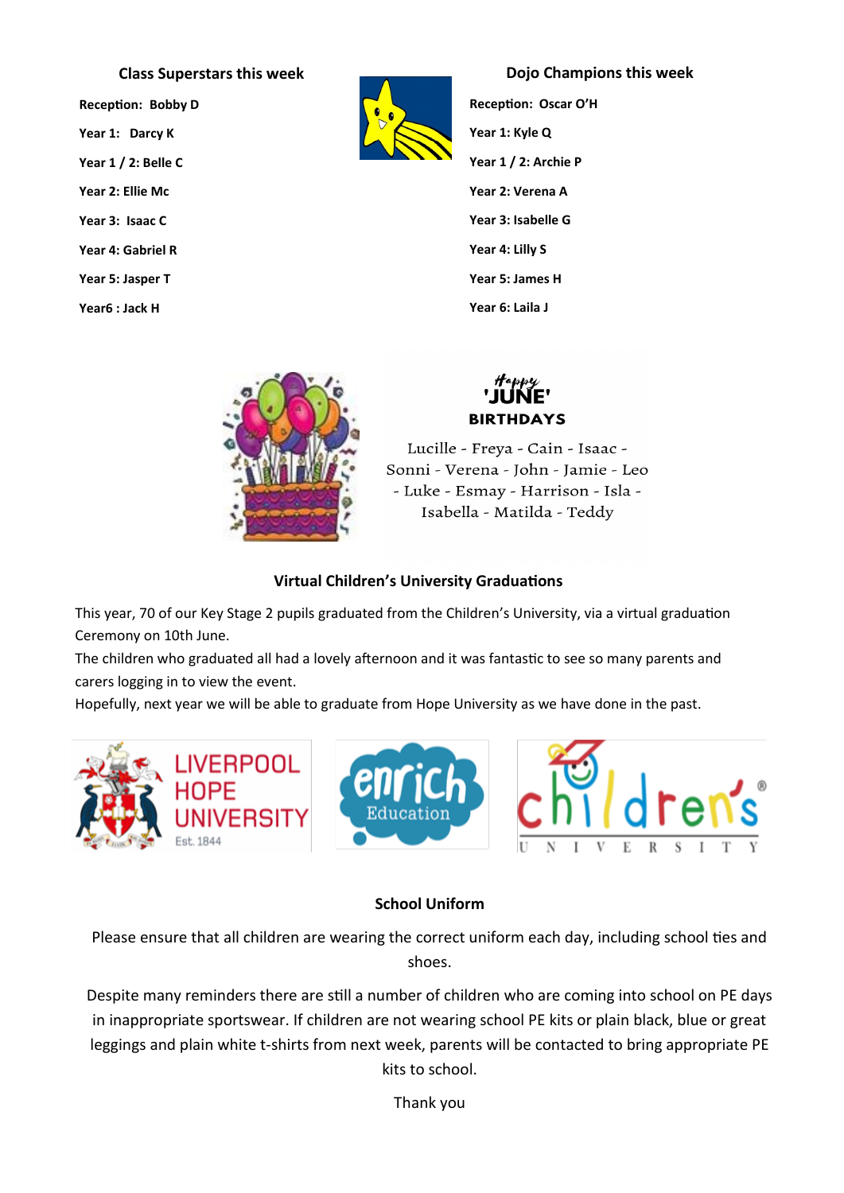**Class Superstars this week**

**Reception: Bobby D**

**Year 1: Darcy K**

**Year 1 / 2: Belle C**

**Year 2: Ellie Mc**

**Year 3: Isaac C**

**Year 4: Gabriel R**

**Year 5: Jasper T**

**Year6 : Jack H**

**Dojo Champions this week**

**Reception: Oscar O'H**

**Year 1: Kyle Q**

**Year 1 / 2: Archie P**

**Year 2: Verena A**

**Year 3: Isabelle G**

**Year 4: Lilly S**

**Year 5: James H**

**Year 6: Laila J**

Happy 'JUNE' BIRTHDAYS

Lucille - Freya - Cain - Isaac - Sonni - Verena - John - Jamie - Leo - Luke - Esmay - Harrison - Isla - Isabella - Matilda - Teddy

## Virtual Children's University Graduations

This year, 70 of our Key Stage 2 pupils graduated from the Children's University, via a virtual graduation Ceremony on 10th June.

The children who graduated all had a lovely afternoon and it was fantastic to see so many parents and carers logging in to view the event.

Hopefully, next year we will be able to graduate from Hope University as we have done in the past.

LIVERPOOL HOPE UNIVERSITY Est. 1844

enrich Education

children's UNIVERSITY

## School Uniform

Please ensure that all children are wearing the correct uniform each day, including school ties and shoes.

Despite many reminders there are still a number of children who are coming into school on PE days in inappropriate sportswear. If children are not wearing school PE kits or plain black, blue or great leggings and plain white t-shirts from next week, parents will be contacted to bring appropriate PE kits to school.

Thank you